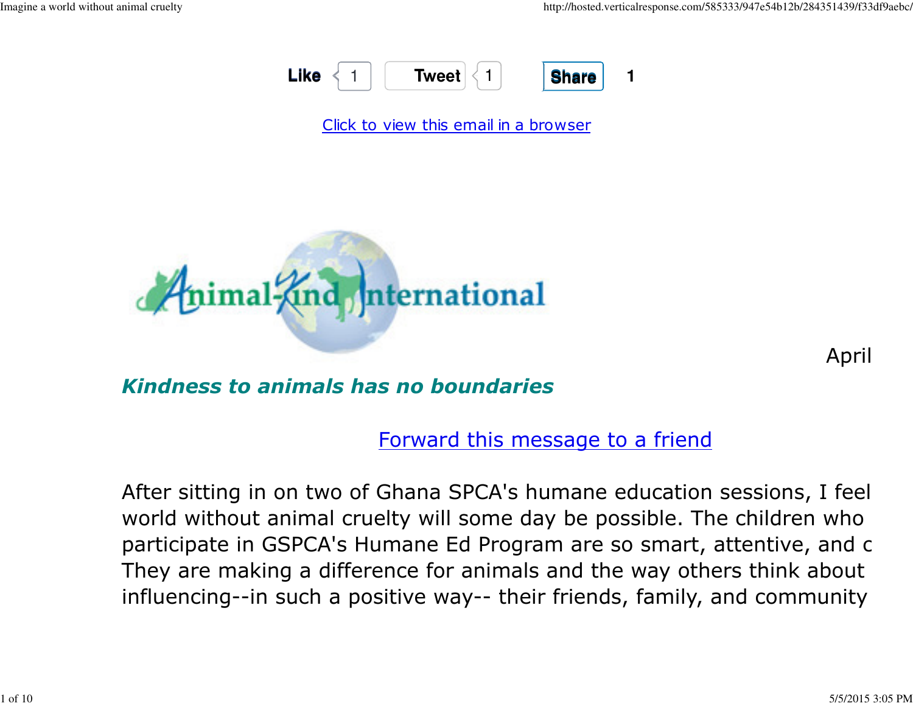Like 1 Tweet 1 Share 1

[Click to view this email in a browser]

Animal-Kind International

April

***Kindness to animals has no boundaries***

[Forward this message to a friend]

After sitting in on two of Ghana SPCA's humane education sessions, I feel world without animal cruelty will some day be possible. The children who participate in GSPCA's Humane Ed Program are so smart, attentive, and c They are making a difference for animals and the way others think about influencing--in such a positive way-- their friends, family, and community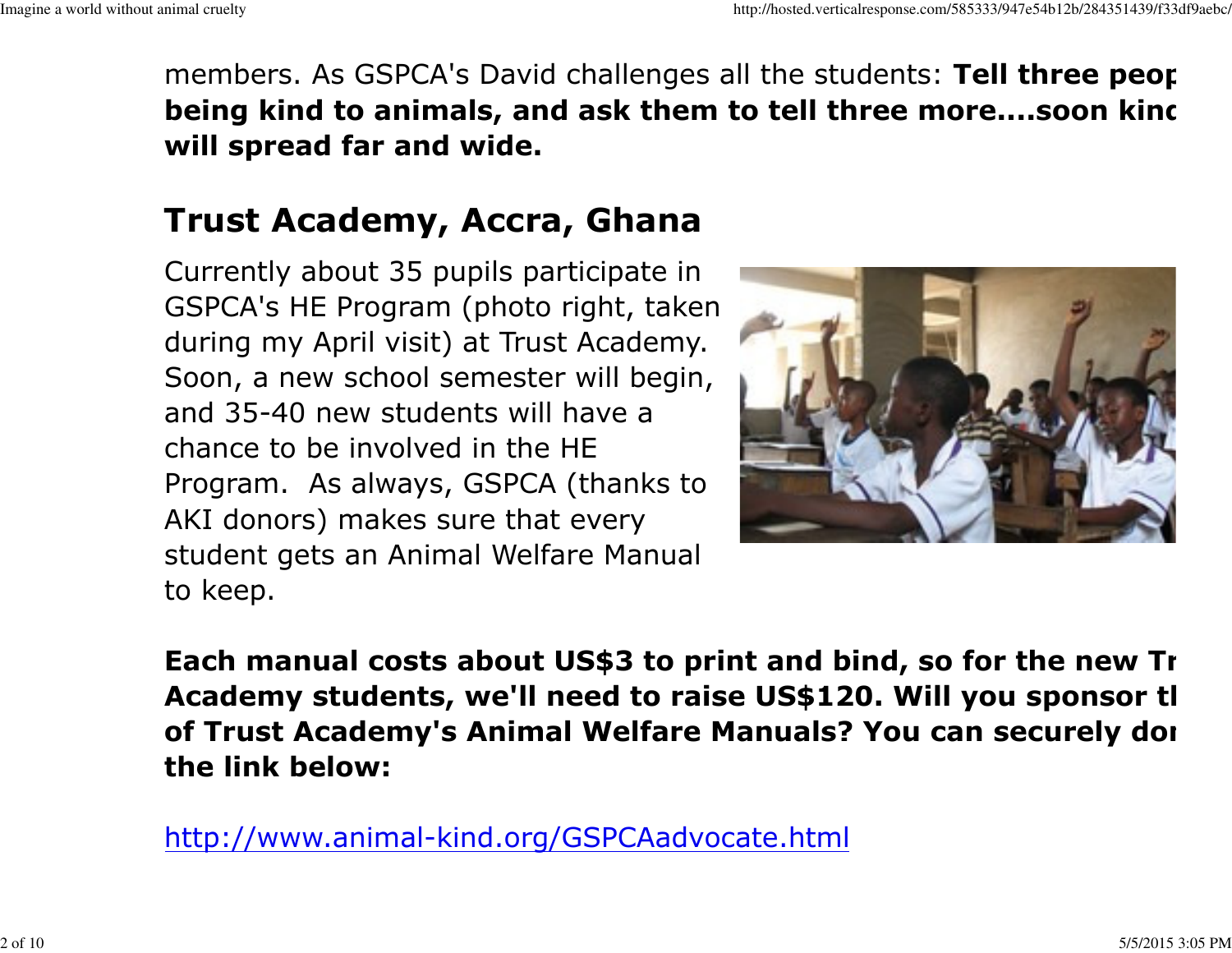members. As GSPCA's David challenges all the students: **Tell three peop being kind to animals, and ask them to tell three more....soon kinc will spread far and wide.**

## Trust Academy, Accra, Ghana

Currently about 35 pupils participate in GSPCA's HE Program (photo right, taken during my April visit) at Trust Academy. Soon, a new school semester will begin, and 35-40 new students will have a chance to be involved in the HE Program. As always, GSPCA (thanks to AKI donors) makes sure that every student gets an Animal Welfare Manual to keep.

**Each manual costs about US$3 to print and bind, so for the new Tr Academy students, we'll need to raise US$120. Will you sponsor tl of Trust Academy's Animal Welfare Manuals? You can securely do the link below:**

http://www.animal-kind.org/GSPCAadvocate.html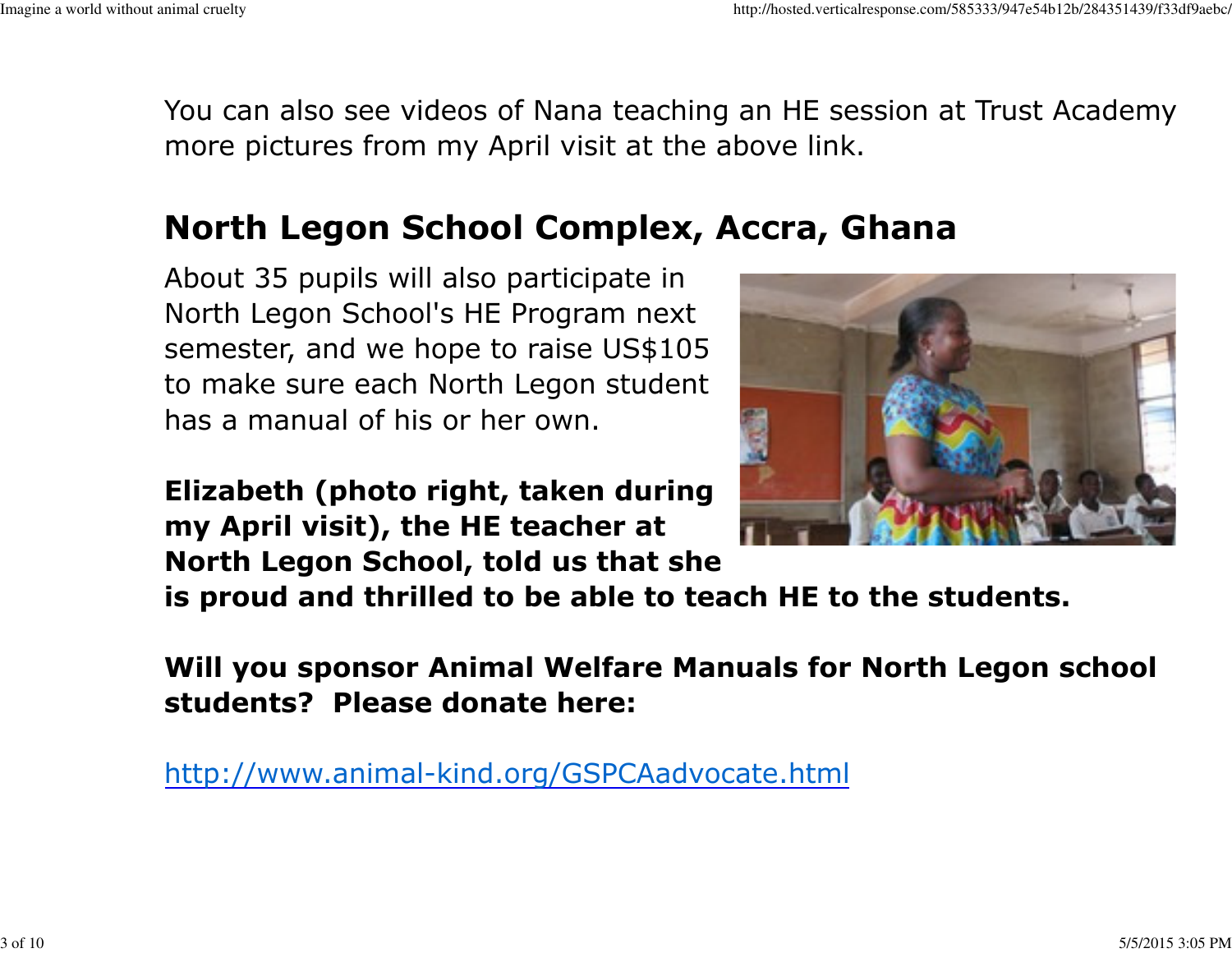You can also see videos of Nana teaching an HE session at Trust Academy more pictures from my April visit at the above link.

## North Legon School Complex, Accra, Ghana

About 35 pupils will also participate in North Legon School's HE Program next semester, and we hope to raise US$105 to make sure each North Legon student has a manual of his or her own.

**Elizabeth (photo right, taken during my April visit), the HE teacher at North Legon School, told us that she is proud and thrilled to be able to teach HE to the students.**

**Will you sponsor Animal Welfare Manuals for North Legon school students? Please donate here:**

http://www.animal-kind.org/GSPCAadvocate.html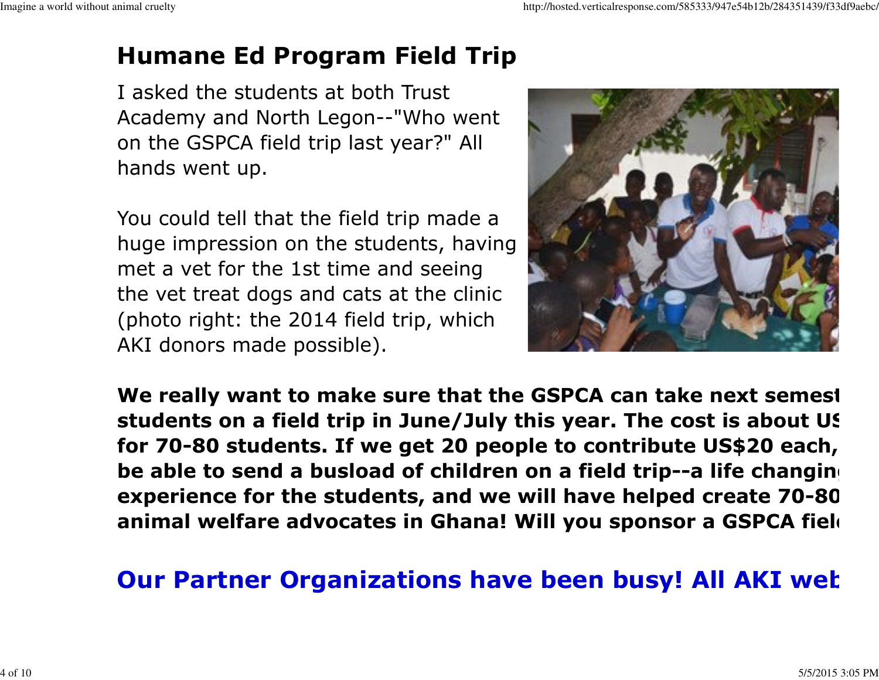## Humane Ed Program Field Trip

I asked the students at both Trust Academy and North Legon--"Who went on the GSPCA field trip last year?" All hands went up.

You could tell that the field trip made a huge impression on the students, having met a vet for the 1st time and seeing the vet treat dogs and cats at the clinic (photo right: the 2014 field trip, which AKI donors made possible).

**We really want to make sure that the GSPCA can take next semest students on a field trip in June/July this year. The cost is about US for 70-80 students. If we get 20 people to contribute US$20 each, be able to send a busload of children on a field trip--a life changin experience for the students, and we will have helped create 70-80 animal welfare advocates in Ghana! Will you sponsor a GSPCA fiel**

## Our Partner Organizations have been busy! All AKI web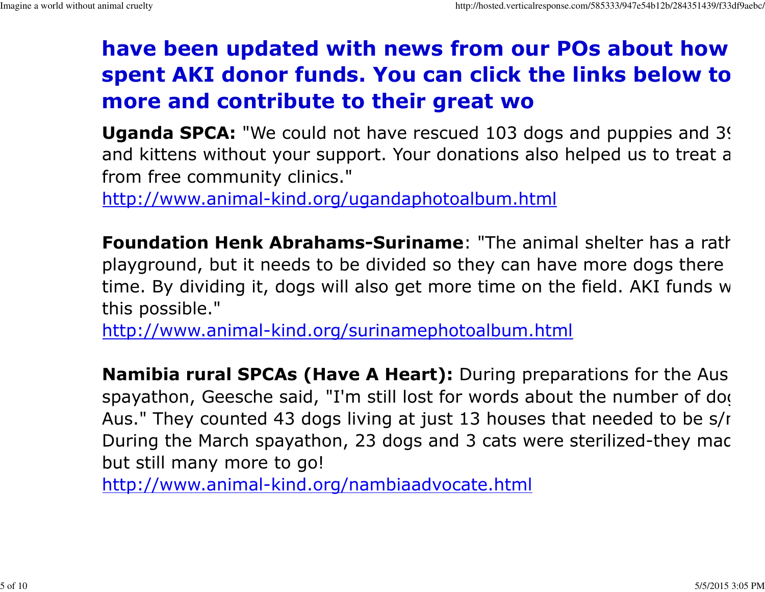## have been updated with news from our POs about how spent AKI donor funds. You can click the links below to more and contribute to their great wo

**Uganda SPCA:** "We could not have rescued 103 dogs and puppies and 39 and kittens without your support. Your donations also helped us to treat a from free community clinics."
http://www.animal-kind.org/ugandaphotoalbum.html

**Foundation Henk Abrahams-Suriname**: "The animal shelter has a rath playground, but it needs to be divided so they can have more dogs there time. By dividing it, dogs will also get more time on the field. AKI funds w this possible."
http://www.animal-kind.org/surinamephotoalbum.html

**Namibia rural SPCAs (Have A Heart):** During preparations for the Aus spayathon, Geesche said, "I'm still lost for words about the number of dog Aus." They counted 43 dogs living at just 13 houses that needed to be s/n During the March spayathon, 23 dogs and 3 cats were sterilized-they mad but still many more to go!
http://www.animal-kind.org/nambiaadvocate.html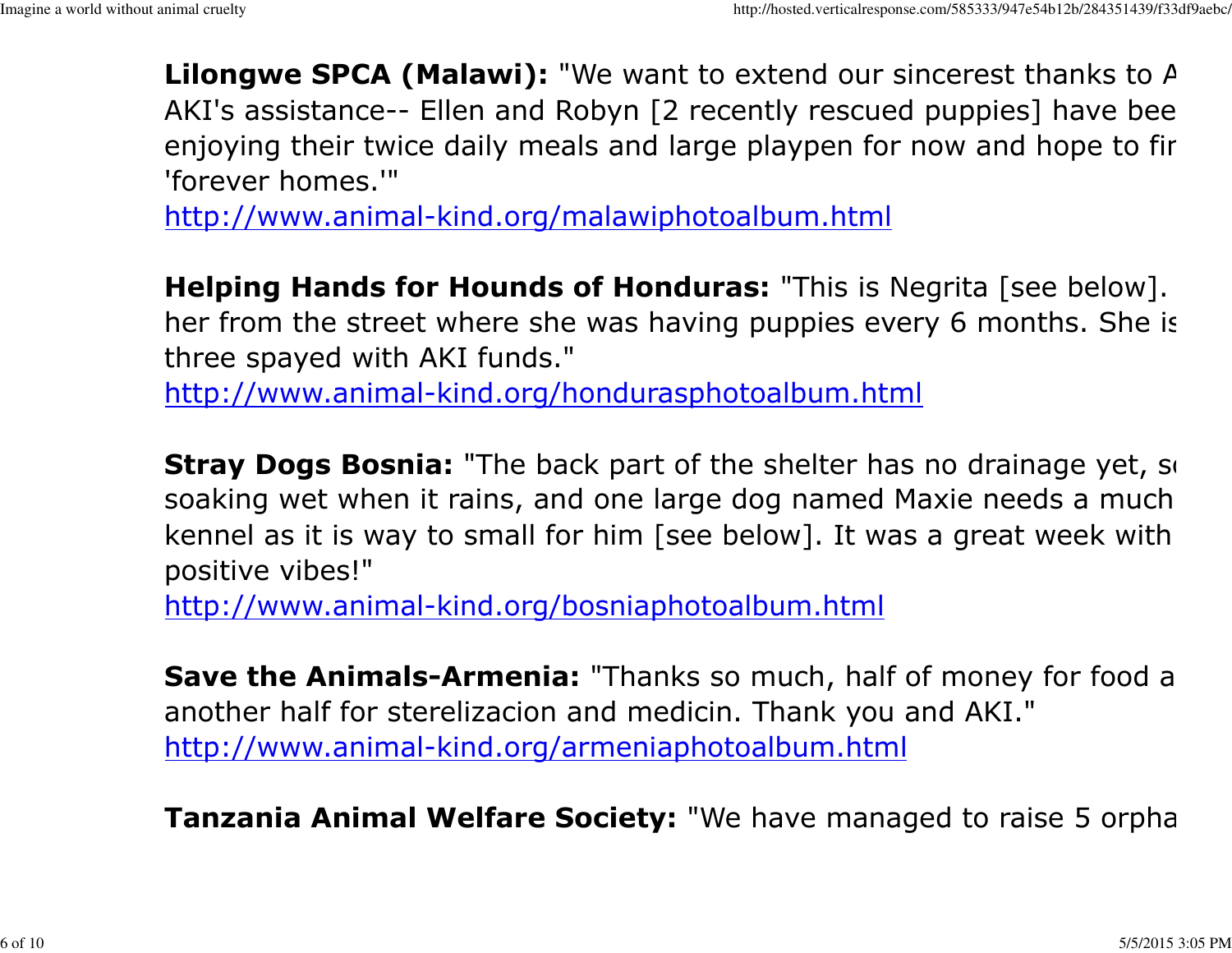**Lilongwe SPCA (Malawi):** "We want to extend our sincerest thanks to A AKI's assistance-- Ellen and Robyn [2 recently rescued puppies] have bee enjoying their twice daily meals and large playpen for now and hope to fir 'forever homes.'"
[http://www.animal-kind.org/malawiphotoalbum.html](http://www.animal-kind.org/malawiphotoalbum.html)

**Helping Hands for Hounds of Honduras:** "This is Negrita [see below]. her from the street where she was having puppies every 6 months. She is three spayed with AKI funds."
[http://www.animal-kind.org/hondurasphotoalbum.html](http://www.animal-kind.org/hondurasphotoalbum.html)

**Stray Dogs Bosnia:** "The back part of the shelter has no drainage yet, so soaking wet when it rains, and one large dog named Maxie needs a much kennel as it is way to small for him [see below]. It was a great week with positive vibes!"
[http://www.animal-kind.org/bosniaphotoalbum.html](http://www.animal-kind.org/bosniaphotoalbum.html)

**Save the Animals-Armenia:** "Thanks so much, half of money for food a another half for sterelizacion and medicin. Thank you and AKI."
[http://www.animal-kind.org/armeniaphotoalbum.html](http://www.animal-kind.org/armeniaphotoalbum.html)

**Tanzania Animal Welfare Society:** "We have managed to raise 5 orpha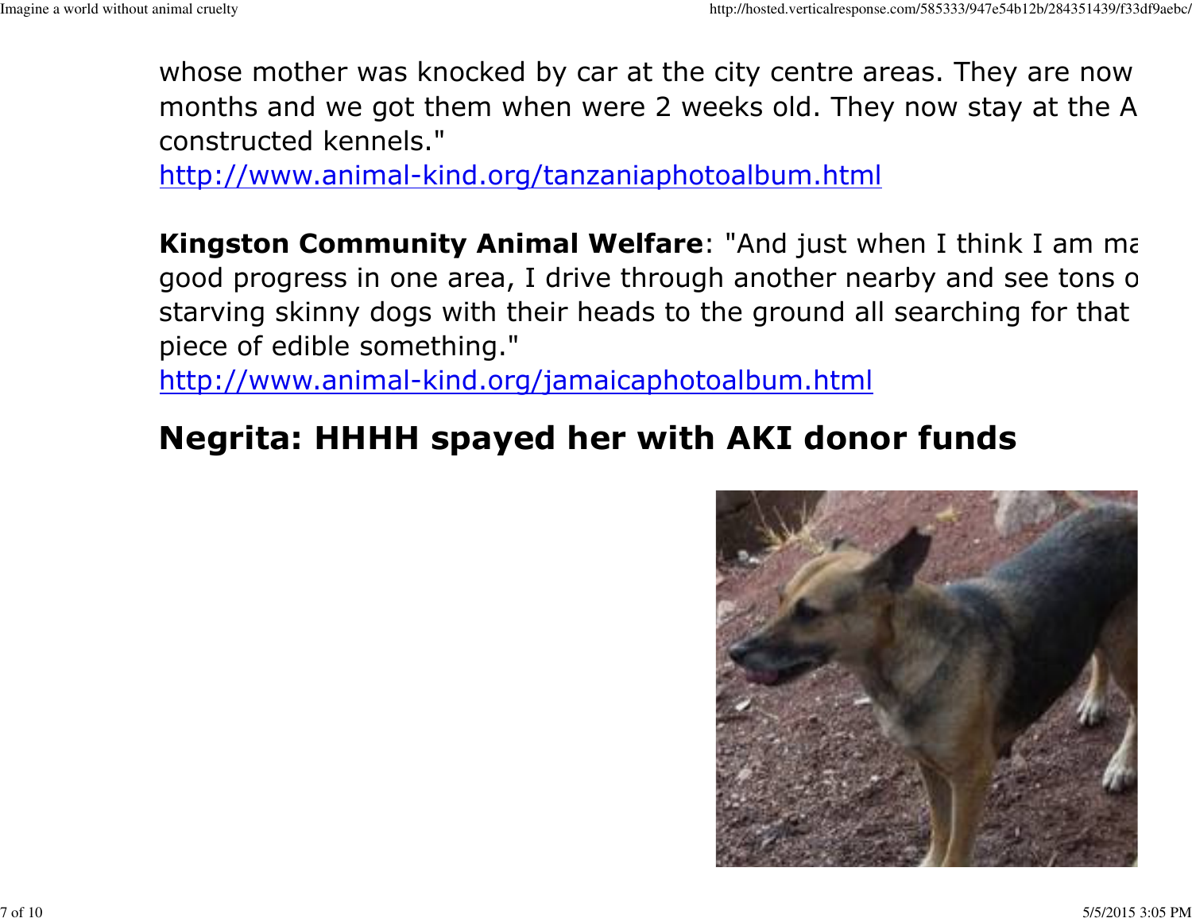whose mother was knocked by car at the city centre areas. They are now months and we got them when were 2 weeks old. They now stay at the A constructed kennels."
http://www.animal-kind.org/tanzaniaphotoalbum.html

**Kingston Community Animal Welfare**: "And just when I think I am ma good progress in one area, I drive through another nearby and see tons o starving skinny dogs with their heads to the ground all searching for that piece of edible something."
http://www.animal-kind.org/jamaicaphotoalbum.html

## Negrita: HHHH spayed her with AKI donor funds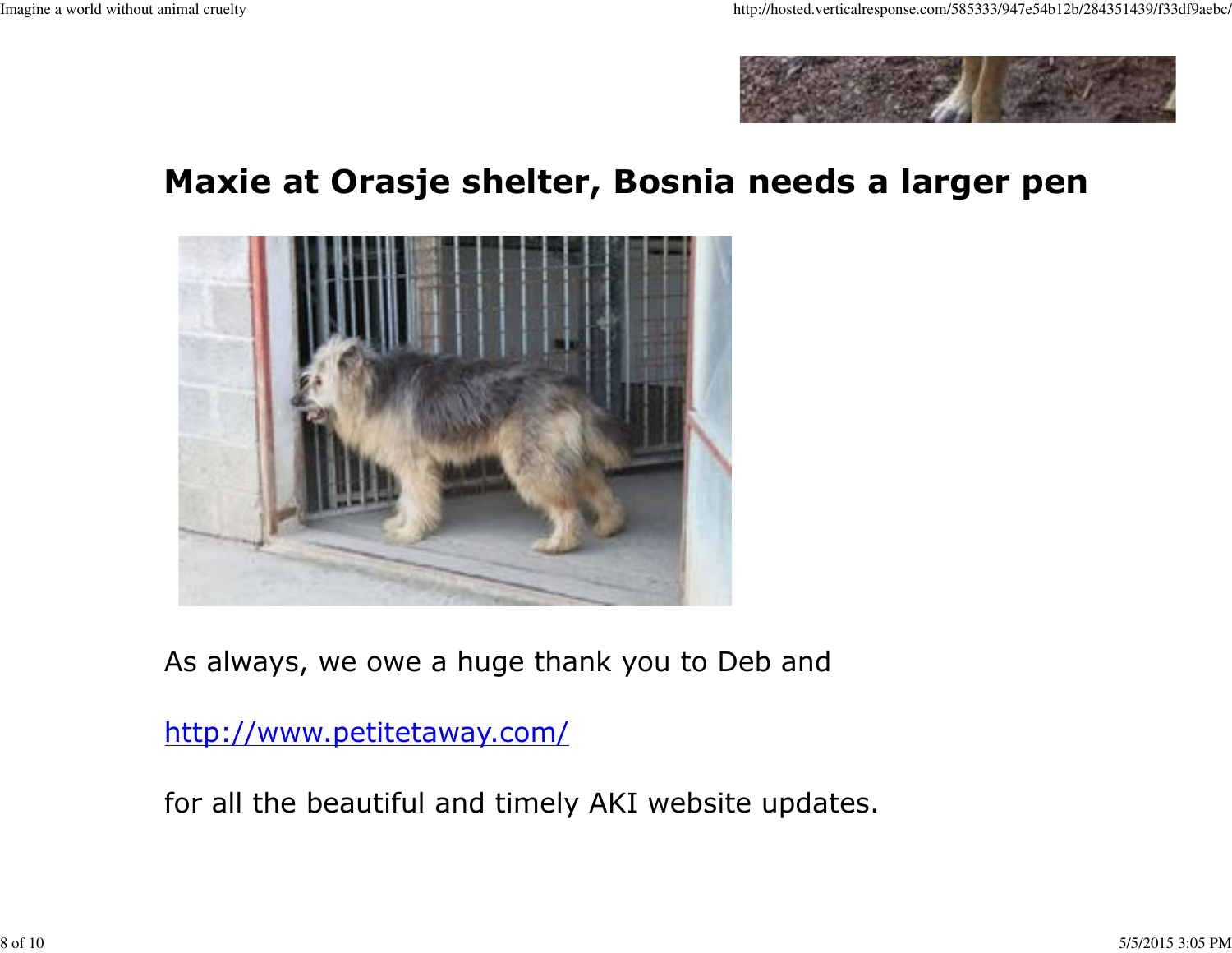## Maxie at Orasje shelter, Bosnia needs a larger pen

As always, we owe a huge thank you to Deb and

[http://www.petitetaway.com/](http://www.petitetaway.com/)

for all the beautiful and timely AKI website updates.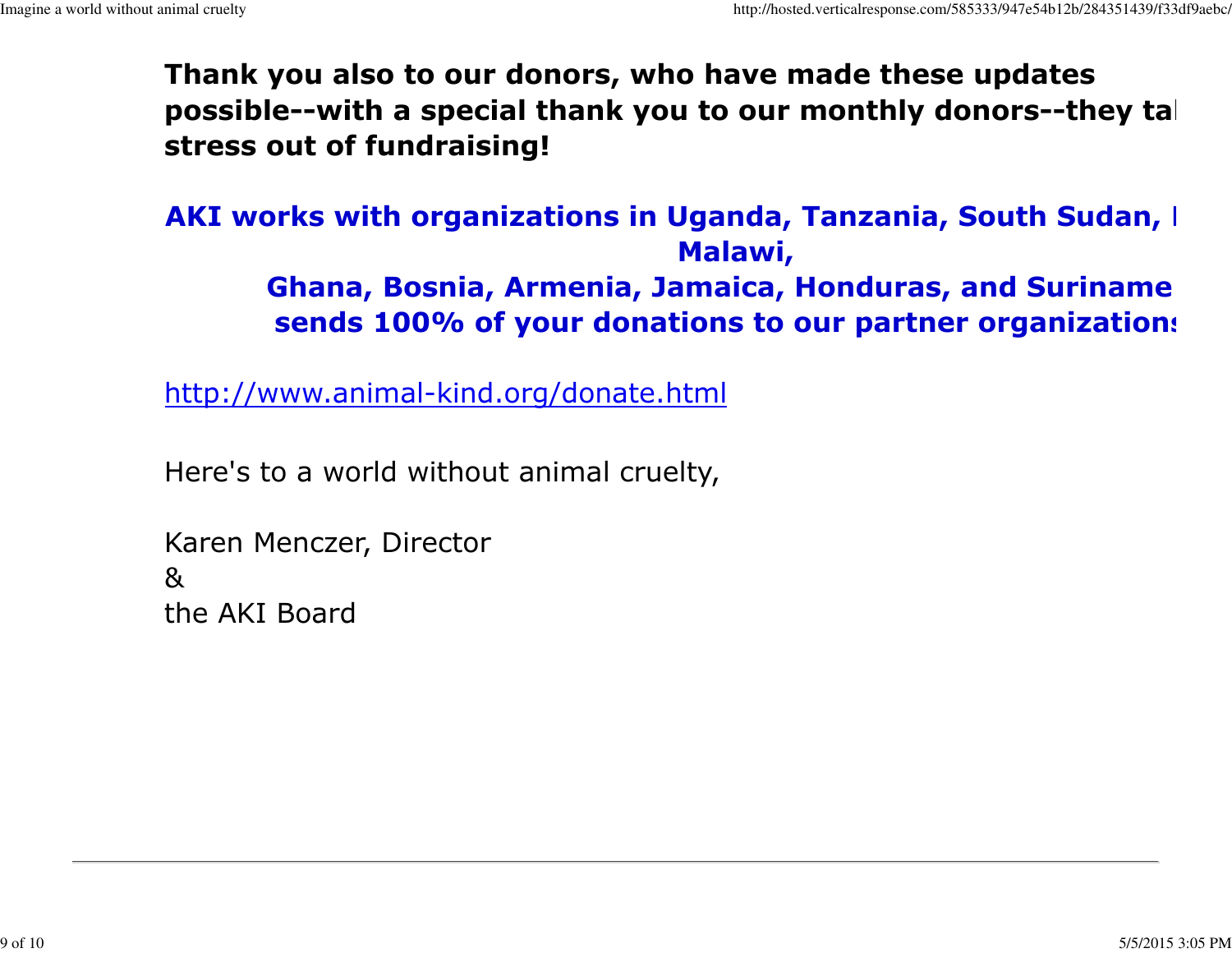**Thank you also to our donors, who have made these updates possible--with a special thank you to our monthly donors--they tal stress out of fundraising!**

**AKI works with organizations in Uganda, Tanzania, South Sudan, I Malawi, Ghana, Bosnia, Armenia, Jamaica, Honduras, and Suriname sends 100% of your donations to our partner organization**

http://www.animal-kind.org/donate.html

Here's to a world without animal cruelty,

Karen Menczer, Director
&
the AKI Board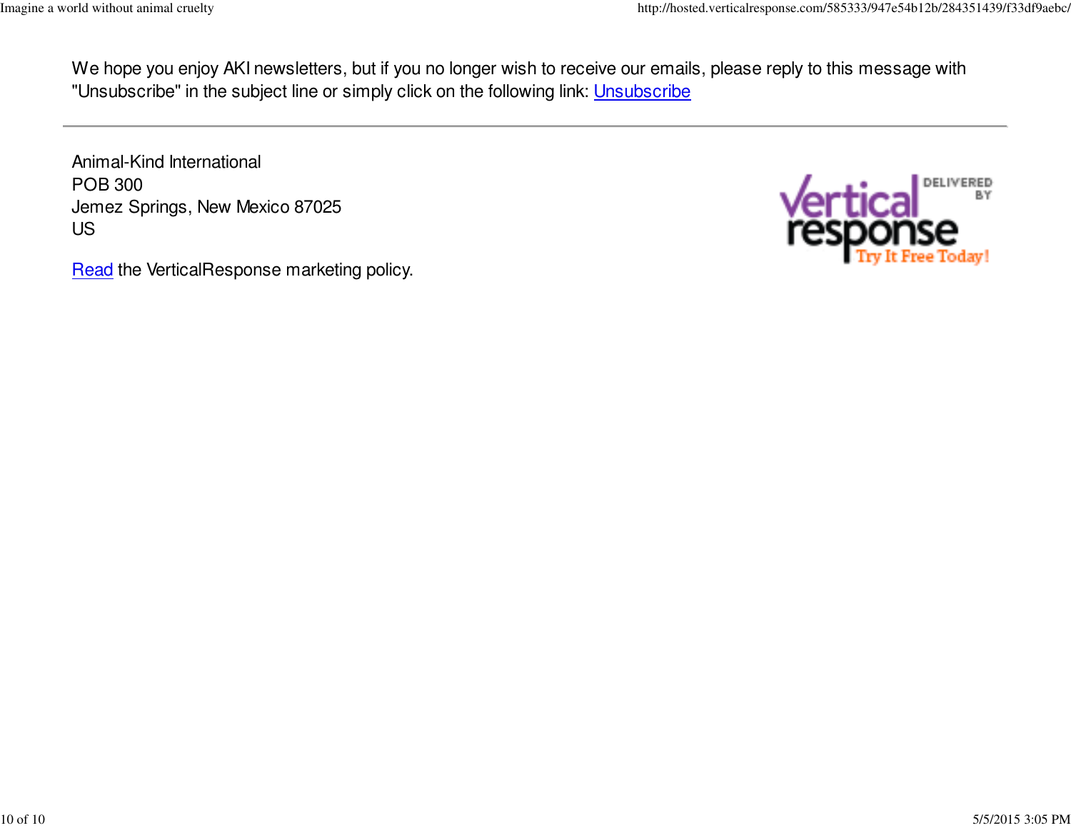We hope you enjoy AKI newsletters, but if you no longer wish to receive our emails, please reply to this message with "Unsubscribe" in the subject line or simply click on the following link: Unsubscribe

---

Animal-Kind International
POB 300
Jemez Springs, New Mexico 87025
US

Read the VerticalResponse marketing policy.